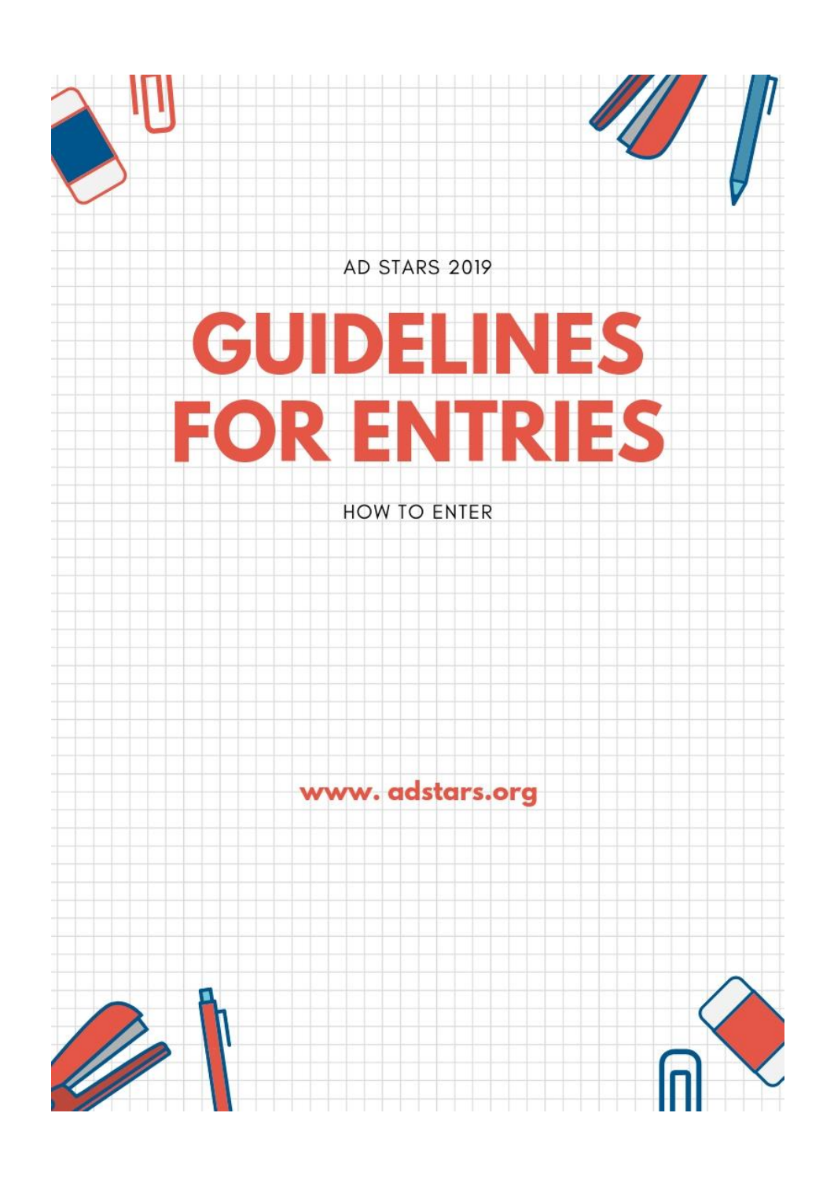AD STARS 2019

# GUIDELINES FOR ENTRIES

HOW TO ENTER

**www. adstars.org**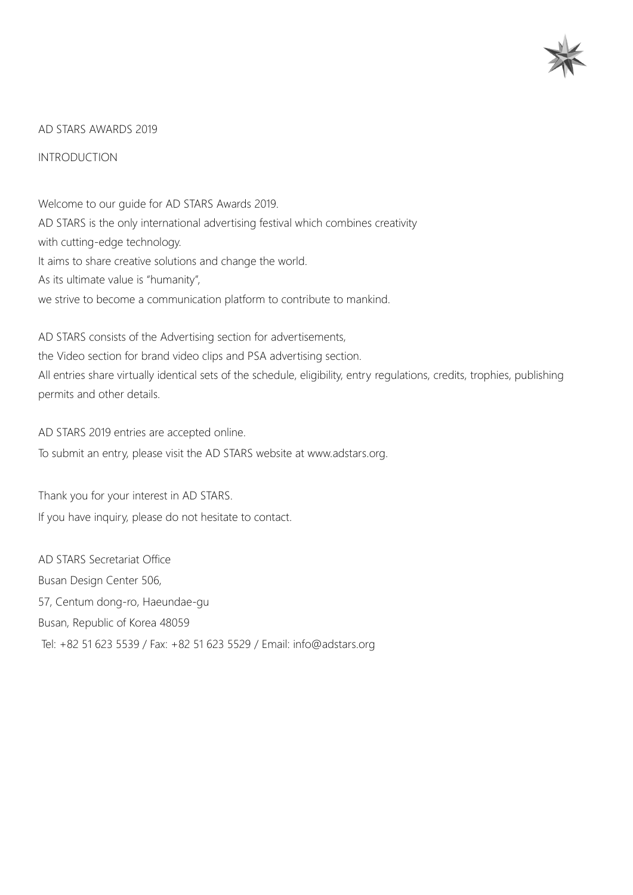# AD STARS AWARDS 2019

## INTRODUCTION

Welcome to our guide for AD STARS Awards 2019.
AD STARS is the only international advertising festival which combines creativity with cutting-edge technology.
It aims to share creative solutions and change the world.
As its ultimate value is "humanity",
we strive to become a communication platform to contribute to mankind.

AD STARS consists of the Advertising section for advertisements,
the Video section for brand video clips and PSA advertising section.
All entries share virtually identical sets of the schedule, eligibility, entry regulations, credits, trophies, publishing permits and other details.

AD STARS 2019 entries are accepted online.
To submit an entry, please visit the AD STARS website at www.adstars.org.

Thank you for your interest in AD STARS.
If you have inquiry, please do not hesitate to contact.

AD STARS Secretariat Office
Busan Design Center 506,
57, Centum dong-ro, Haeundae-gu
Busan, Republic of Korea 48059
Tel: +82 51 623 5539 / Fax: +82 51 623 5529 / Email: info@adstars.org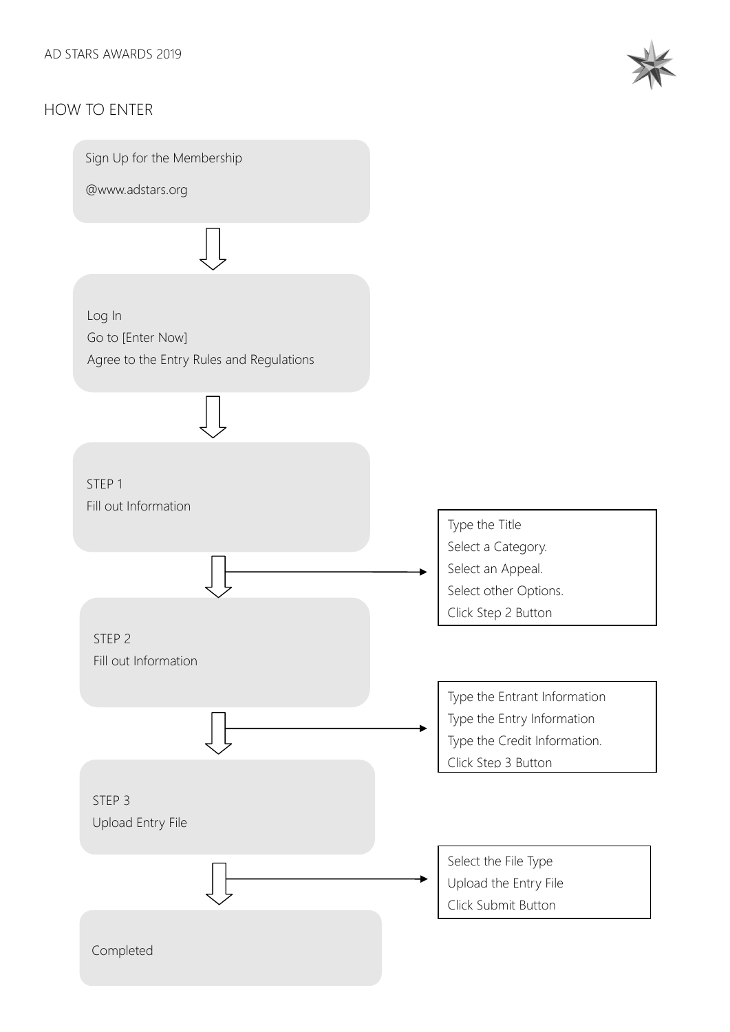## HOW TO ENTER

Sign Up for the Membership

@www.adstars.org

↓

Log In

Go to [Enter Now]

Agree to the Entry Rules and Regulations

↓

STEP 1

Fill out Information

- Type the Title
- Select a Category.
- Select an Appeal.
- Select other Options.
- Click Step 2 Button

↓

STEP 2

Fill out Information

- Type the Entrant Information
- Type the Entry Information
- Type the Credit Information.
- Click Step 3 Button

↓

STEP 3

Upload Entry File

- Select the File Type
- Upload the Entry File
- Click Submit Button

↓

Completed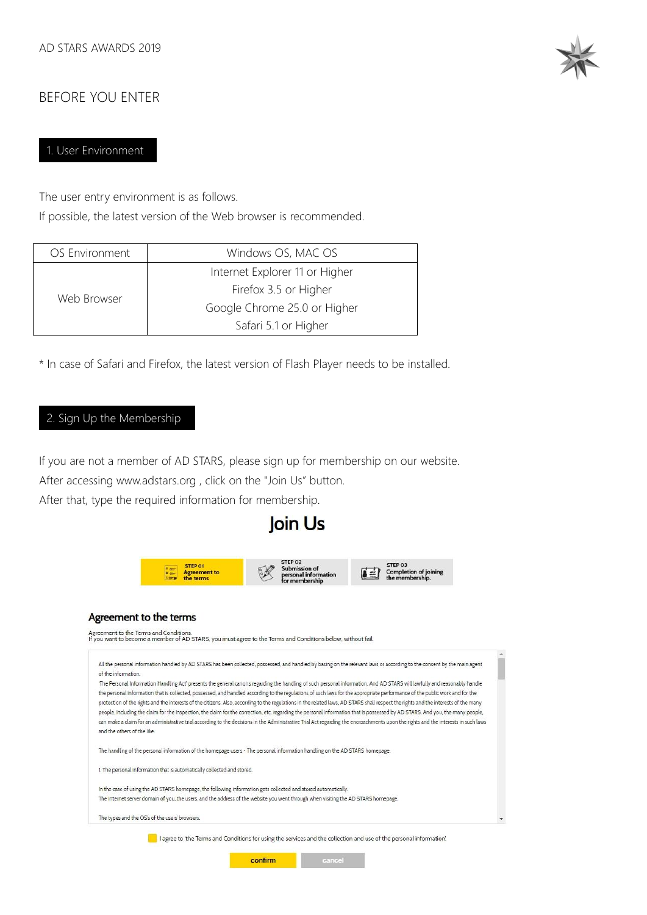# BEFORE YOU ENTER

## 1. User Environment

The user entry environment is as follows.
If possible, the latest version of the Web browser is recommended.

| OS Environment | Windows OS, MAC OS |
|---|---|
| Web Browser | Internet Explorer 11 or Higher<br>Firefox 3.5 or Higher<br>Google Chrome 25.0 or Higher<br>Safari 5.1 or Higher |

* In case of Safari and Firefox, the latest version of Flash Player needs to be installed.

## 2. Sign Up the Membership

If you are not a member of AD STARS, please sign up for membership on our website.
After accessing www.adstars.org , click on the "Join Us" button.
After that, type the required information for membership.

**Join Us**

STEP 01 Agreement to the terms | STEP 02 Submission of personal information for membership | STEP 03 Completion of joining the membership.

**Agreement to the terms**

Agreement to the Terms and Conditions.
If you want to become a member of AD STARS, you must agree to the Terms and Conditions below, without fail.

All the personal information handled by AD STARS has been collected, possessed, and handled by basing on the relevant laws or according to the consent by the main agent of the information.
'The Personal Information Handling Act' presents the general canons regarding the handling of such personal information. And AD STARS will lawfully and reasonably handle the personal information that is collected, possessed, and handled according to the regulations of such laws for the appropriate performance of the public work and for the protection of the rights and the interests of the citizens. Also, according to the regulations in the related laws, AD STARS shall respect the rights and the interests of the many people, including the claim for the inspection, the claim for the correction, etc. regarding the personal information that is possessed by AD STARS. And you, the many people, can make a claim for an administrative trial according to the decisions in the Administrative Trial Act regarding the encroachments upon the rights and the interests in such laws and the others of the like.

The handling of the personal information of the homepage users - The personal information handling on the AD STARS homepage.

1. The personal information that is automatically collected and stored.

In the case of using the AD STARS homepage, the following information gets collected and stored automatically.
The Internet server domain of you, the users, and the address of the website you went through when visiting the AD STARS homepage.

The types and the OS's of the users' browsers.

I agree to 'the Terms and Conditions for using the services and the collection and use of the personal information'.

confirm | cancel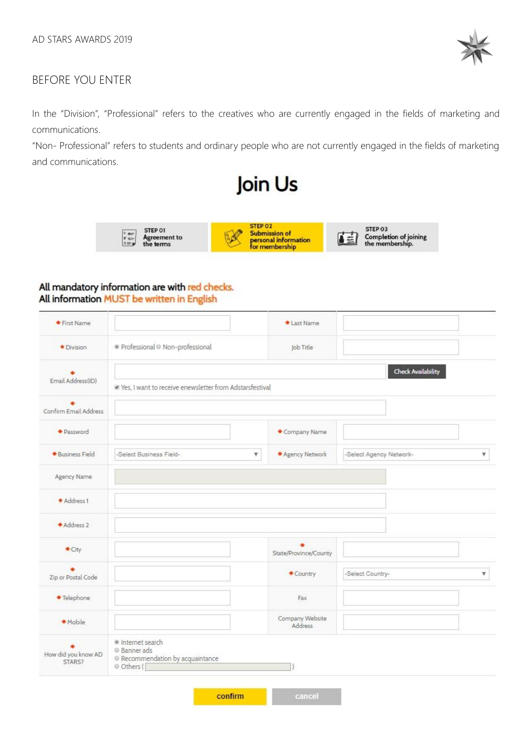# BEFORE YOU ENTER

In the "Division", "Professional" refers to the creatives who are currently engaged in the fields of marketing and communications.

"Non- Professional" refers to students and ordinary people who are not currently engaged in the fields of marketing and communications.

## Join Us

| STEP 01 Agreement to the terms | STEP 02 Submission of personal information for membership | STEP 03 Completion of joining the membership. |
|---|---|---|

**All mandatory information are with red checks.**
**All information MUST be written in English**

| Field | | Field | |
|---|---|---|---|
| ◆ First Name | | ◆ Last Name | |
| ◆ Division | ◉ Professional ○ Non-professional | Job Title | |
| ◆ Email Address(ID) | [Check Availability] ☑ Yes, I want to receive enewsletter from Adstarsfestival | | |
| ◆ Confirm Email Address | | | |
| ◆ Password | | ◆ Company Name | |
| ◆ Business Field | -Select Business Field- | ◆ Agency Network | -Select Agency Network- |
| Agency Name | | | |
| ◆ Address 1 | | | |
| ◆ Address 2 | | | |
| ◆ City | | ◆ State/Province/County | |
| ◆ Zip or Postal Code | | ◆ Country | -Select Country- |
| ◆ Telephone | | Fax | |
| ◆ Mobile | | Company Website Address | |
| ◆ How did you know AD STARS? | ◉ Internet search ○ Banner ads ○ Recommendation by acquaintance ○ Others ( ) | | |

[confirm] [cancel]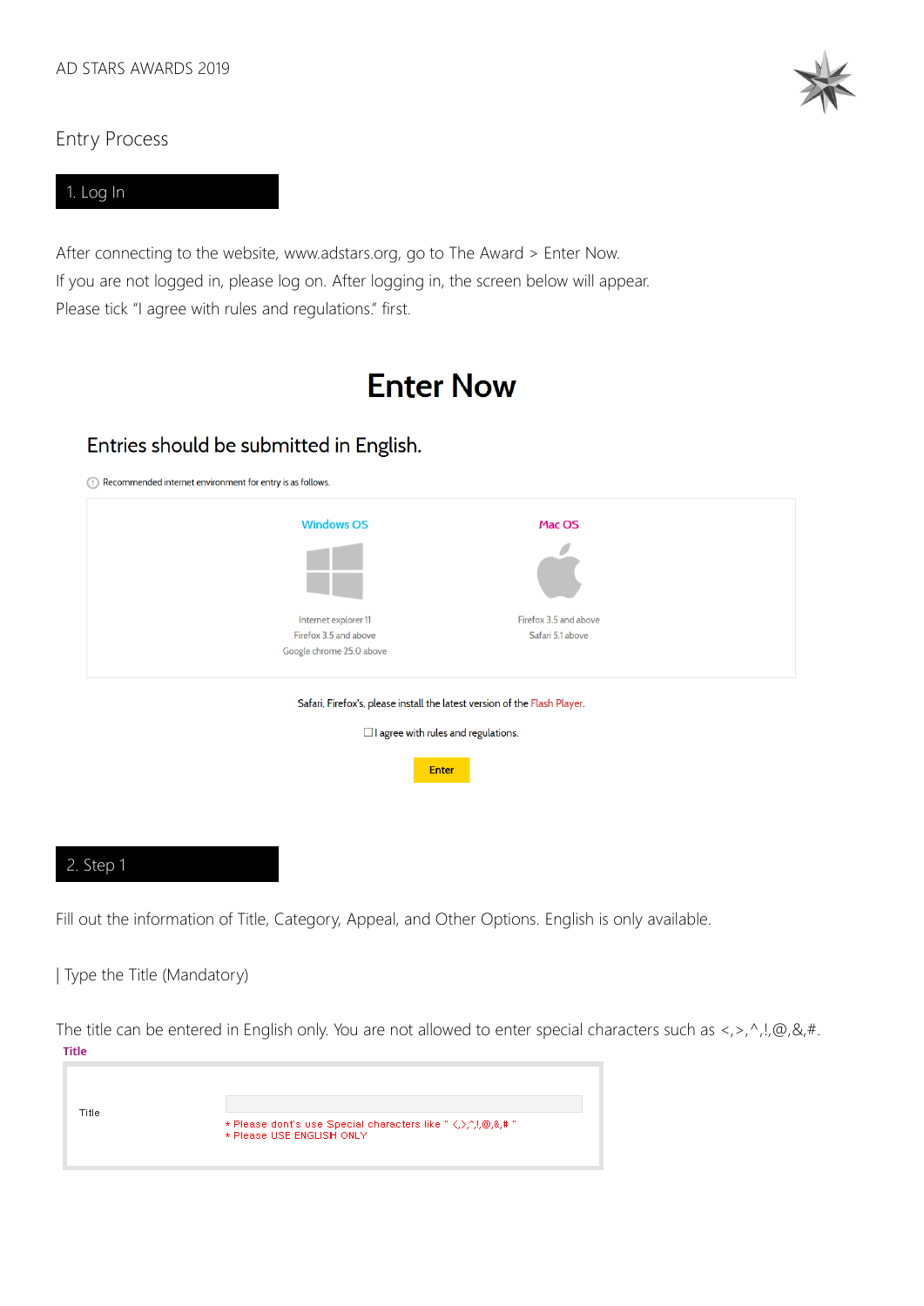AD STARS AWARDS 2019

## Entry Process

### 1. Log In

After connecting to the website, www.adstars.org, go to The Award > Enter Now.
If you are not logged in, please log on. After logging in, the screen below will appear.
Please tick "I agree with rules and regulations." first.

# Enter Now

## Entries should be submitted in English.

Recommended internet environment for entry is as follows.

| Windows OS | Mac OS |
|---|---|
| Internet explorer 11 | Firefox 3.5 and above |
| Firefox 3.5 and above | Safari 5.1 above |
| Google chrome 25.0 above | |

Safari, Firefox's, please install the latest version of the Flash Player.

☐ I agree with rules and regulations.

Enter

### 2. Step 1

Fill out the information of Title, Category, Appeal, and Other Options. English is only available.

| Type the Title (Mandatory)

The title can be entered in English only. You are not allowed to enter special characters such as <,>,^,!,@,&,#.

**Title**

Title

* Please dont's use Special characters like " <,>,^,!,@,&,# "
* Please USE ENGLISH ONLY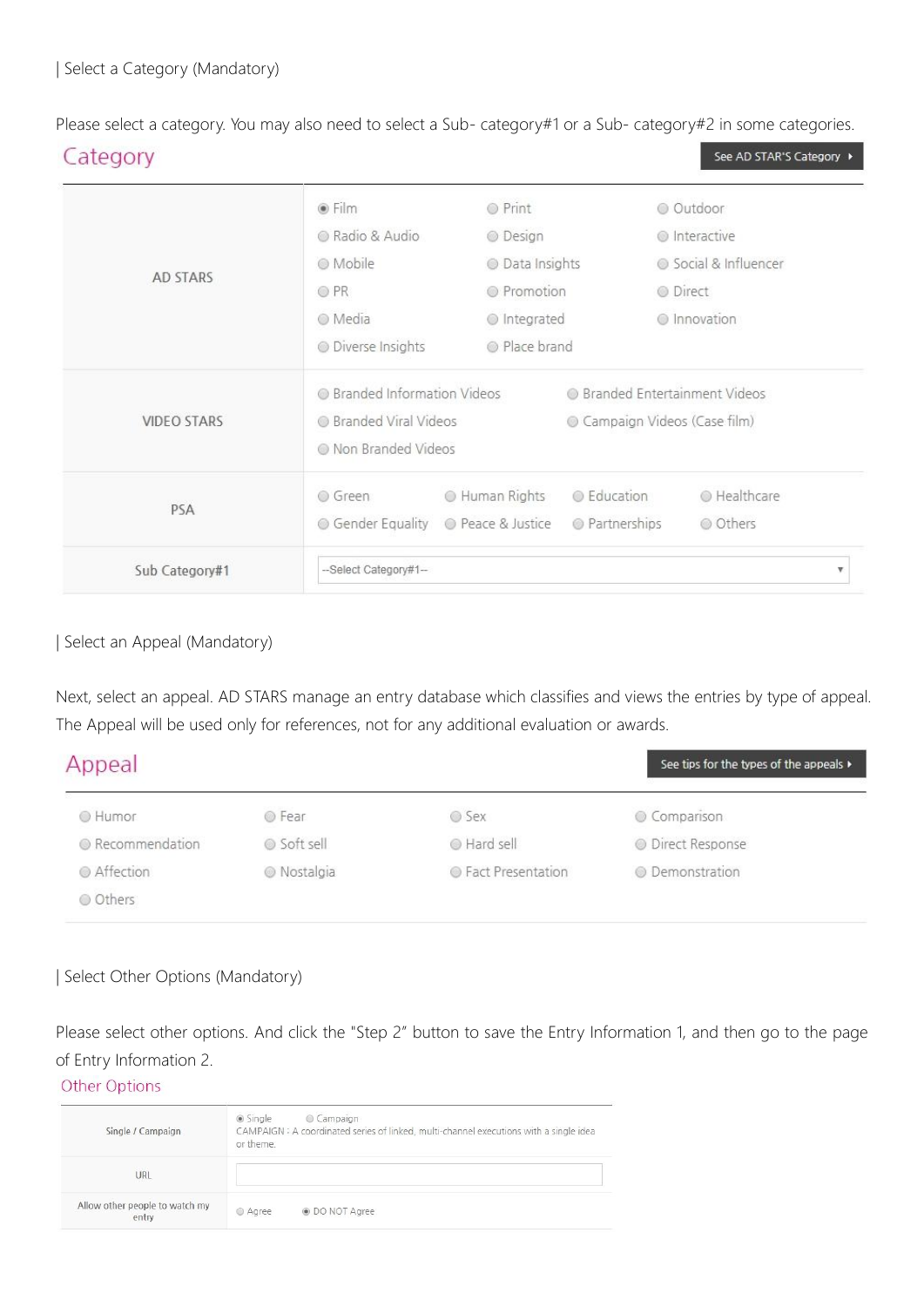| Select a Category (Mandatory)

Please select a category. You may also need to select a Sub- category#1 or a Sub- category#2 in some categories.

## Category

See AD STAR'S Category ▸

| | | | | |
|---|---|---|---|---|
| AD STARS | ◉ Film | ○ Print | ○ Outdoor | |
| | ○ Radio & Audio | ○ Design | ○ Interactive | |
| | ○ Mobile | ○ Data Insights | ○ Social & Influencer | |
| | ○ PR | ○ Promotion | ○ Direct | |
| | ○ Media | ○ Integrated | ○ Innovation | |
| | ○ Diverse Insights | ○ Place brand | | |
| VIDEO STARS | ○ Branded Information Videos | ○ Branded Entertainment Videos | | |
| | ○ Branded Viral Videos | ○ Campaign Videos (Case film) | | |
| | ○ Non Branded Videos | | | |
| PSA | ○ Green | ○ Human Rights | ○ Education | ○ Healthcare |
| | ○ Gender Equality | ○ Peace & Justice | ○ Partnerships | ○ Others |
| Sub Category#1 | --Select Category#1-- ▾ | | | |

| Select an Appeal (Mandatory)

Next, select an appeal. AD STARS manage an entry database which classifies and views the entries by type of appeal. The Appeal will be used only for references, not for any additional evaluation or awards.

## Appeal

See tips for the types of the appeals ▸

| | | | |
|---|---|---|---|
| ○ Humor | ○ Fear | ○ Sex | ○ Comparison |
| ○ Recommendation | ○ Soft sell | ○ Hard sell | ○ Direct Response |
| ○ Affection | ○ Nostalgia | ○ Fact Presentation | ○ Demonstration |
| ○ Others | | | |

| Select Other Options (Mandatory)

Please select other options. And click the "Step 2" button to save the Entry Information 1, and then go to the page of Entry Information 2.

## Other Options

| | |
|---|---|
| Single / Campaign | ◉ Single ○ Campaign<br>CAMPAIGN : A coordinated series of linked, multi-channel executions with a single idea or theme. |
| URL | |
| Allow other people to watch my entry | ○ Agree ◉ DO NOT Agree |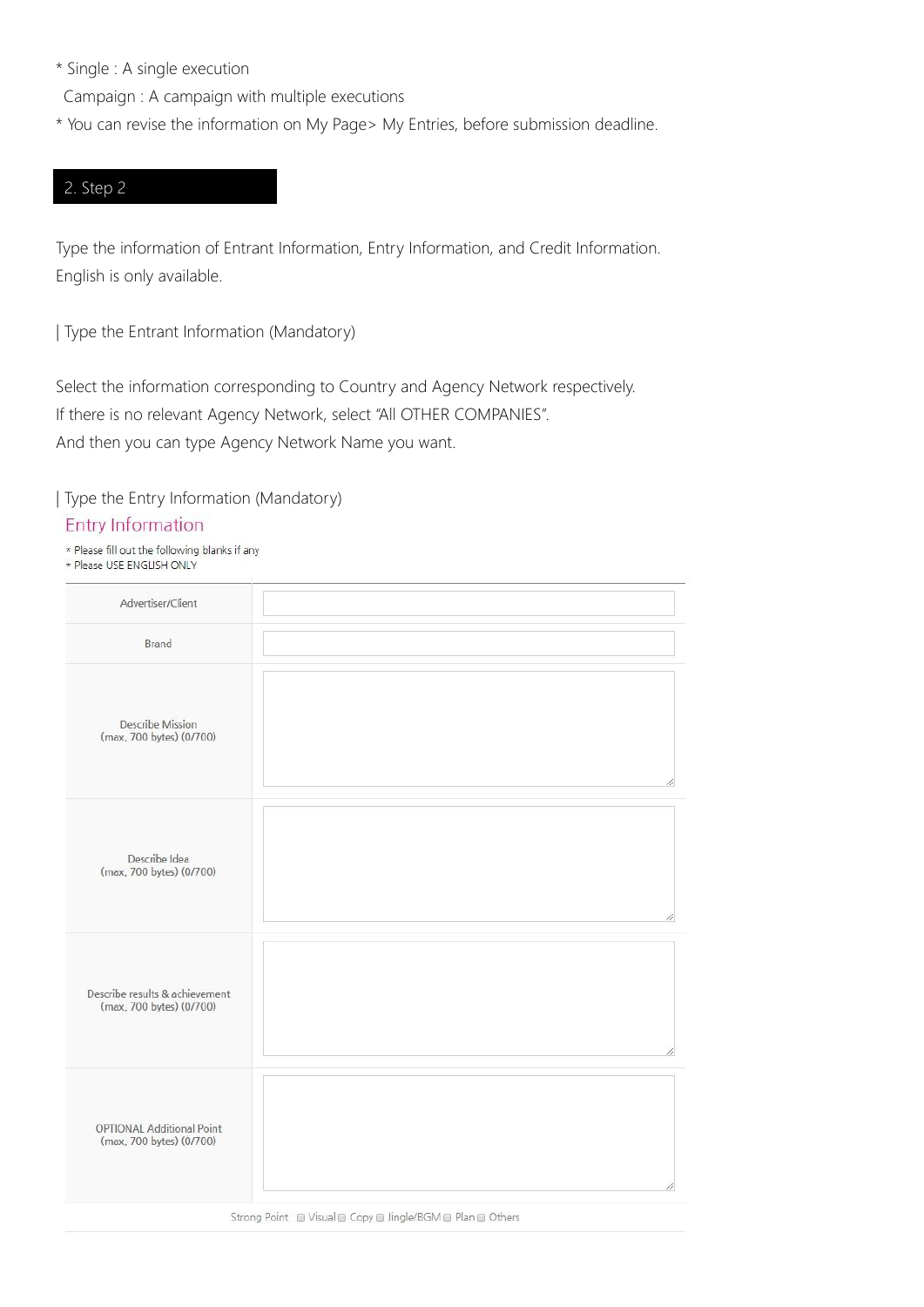* Single : A single execution
  Campaign : A campaign with multiple executions
* You can revise the information on My Page> My Entries, before submission deadline.

## 2. Step 2

Type the information of Entrant Information, Entry Information, and Credit Information.
English is only available.

| Type the Entrant Information (Mandatory)

Select the information corresponding to Country and Agency Network respectively.
If there is no relevant Agency Network, select "All OTHER COMPANIES".
And then you can type Agency Network Name you want.

| Type the Entry Information (Mandatory)

### Entry Information

* Please fill out the following blanks if any
* Please USE ENGLISH ONLY

| Field | |
|---|---|
| Advertiser/Client | |
| Brand | |
| Describe Mission (max. 700 bytes) (0/700) | |
| Describe Idea (max. 700 bytes) (0/700) | |
| Describe results & achievement (max. 700 bytes) (0/700) | |
| OPTIONAL Additional Point (max. 700 bytes) (0/700) | |

Strong Point ☐ Visual ☐ Copy ☐ Jingle/BGM ☐ Plan ☐ Others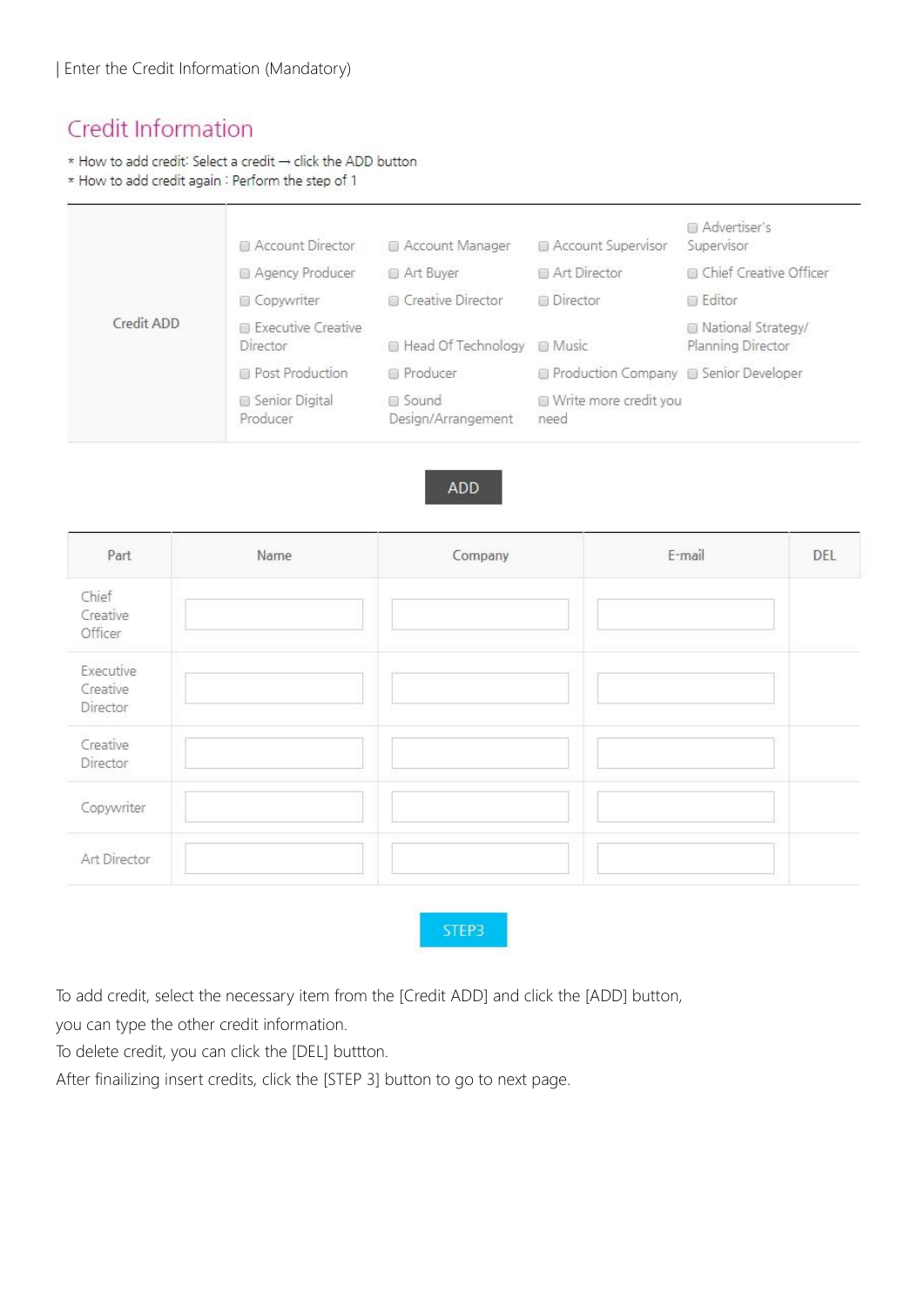| Enter the Credit Information (Mandatory)

## Credit Information

* How to add credit: Select a credit → click the ADD button
* How to add credit again : Perform the step of 1

| Credit ADD | | | | |
|---|---|---|---|---|
| | ☐ Account Director | ☐ Account Manager | ☐ Account Supervisor | ☐ Advertiser's Supervisor |
| | ☐ Agency Producer | ☐ Art Buyer | ☐ Art Director | ☐ Chief Creative Officer |
| | ☐ Copywriter | ☐ Creative Director | ☐ Director | ☐ Editor |
| | ☐ Executive Creative Director | ☐ Head Of Technology | ☐ Music | ☐ National Strategy/ Planning Director |
| | ☐ Post Production | ☐ Producer | ☐ Production Company | ☐ Senior Developer |
| | ☐ Senior Digital Producer | ☐ Sound Design/Arrangement | ☐ Write more credit you need | |

ADD

| Part | Name | Company | E-mail | DEL |
|---|---|---|---|---|
| Chief Creative Officer | | | | |
| Executive Creative Director | | | | |
| Creative Director | | | | |
| Copywriter | | | | |
| Art Director | | | | |

STEP3

To add credit, select the necessary item from the [Credit ADD] and click the [ADD] button, you can type the other credit information.

To delete credit, you can click the [DEL] buttton.

After finailizing insert credits, click the [STEP 3] button to go to next page.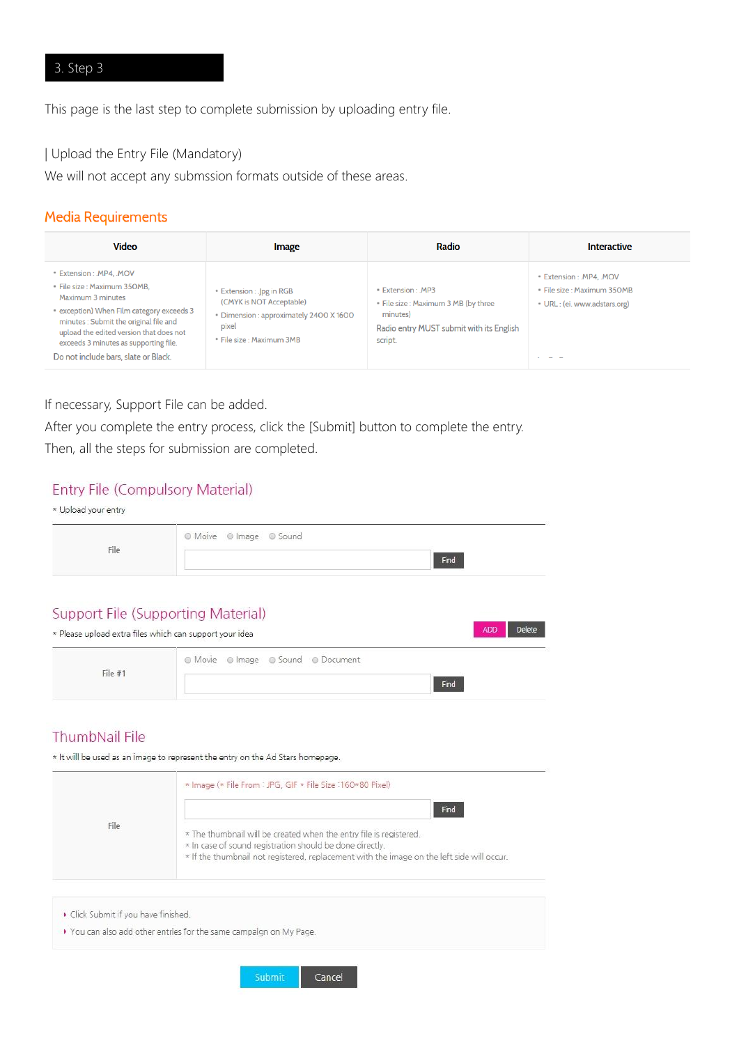## 3. Step 3

This page is the last step to complete submission by uploading entry file.

| Upload the Entry File (Mandatory)

We will not accept any submssion formats outside of these areas.

### Media Requirements

| Video | Image | Radio | Interactive |
|---|---|---|---|
| • Extension : .MP4, .MOV<br>• File size : Maximum 350MB, Maximum 3 minutes<br>• exception) When Film category exceeds 3 minutes : Submit the original file and upload the edited version that does not exceeds 3 minutes as supporting file.<br>Do not include bars, slate or Black. | • Extension : Jpg in RGB (CMYK is NOT Acceptable)<br>• Dimension : approximately 2400 X 1600 pixel<br>• File size : Maximum 3MB | • Extension : .MP3<br>• File size : Maximum 3 MB (by three minutes)<br>Radio entry MUST submit with its English script. | • Extension : .MP4, .MOV<br>• File size : Maximum 350MB<br>• URL : (ei. www.adstars.org) |

If necessary, Support File can be added.

After you complete the entry process, click the [Submit] button to complete the entry.

Then, all the steps for submission are completed.

### Entry File (Compulsory Material)

* Upload your entry

| File | ◎ Moive ◎ Image ◎ Sound<br>[ ] Find |
|---|---|

### Support File (Supporting Material)

* Please upload extra files which can support your idea

ADD Delete

| File #1 | ◎ Movie ◎ Image ◎ Sound ◎ Document<br>[ ] Find |
|---|---|

### ThumbNail File

* It will be used as an image to represent the entry on the Ad Stars homepage.

| File | * Image (* File From : JPG, GIF * File Size :160*80 Pixel)<br>[ ] Find<br>* The thumbnail will be created when the entry file is registered.<br>* In case of sound registration should be done directly.<br>* If the thumbnail not registered, replacement with the image on the left side will occur. |
|---|---|

- Click Submit if you have finished.
- You can also add other entries for the same campaign on My Page.

Submit Cancel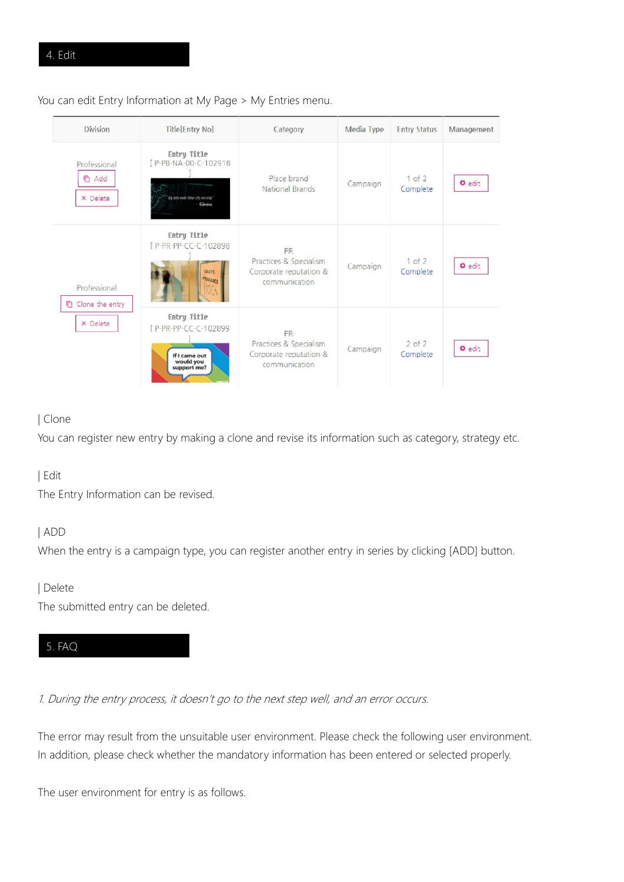## 4. Edit

You can edit Entry Information at My Page > My Entries menu.

| Division | Title[Entry No] | Category | Media Type | Entry Status | Management |
|---|---|---|---|---|---|
| Professional<br>Add<br>× Delete | Entry Title<br>[ P-PB-NA-00-C-102918 ] | Place brand<br>National Brands | Campaign | 1 of 2<br>Complete | edit |
| Professional<br>Clone the entry<br>× Delete | Entry Title<br>[ P-PR-PP-CC-C-102898 ] | PR<br>Practices & Specialism<br>Corporate reputation & communication | Campaign | 1 of 2<br>Complete | edit |
| | Entry Title<br>[ P-PR-PP-CC-C-102899 ] | PR<br>Practices & Specialism<br>Corporate reputation & communication | Campaign | 2 of 2<br>Complete | edit |

| Clone

You can register new entry by making a clone and revise its information such as category, strategy etc.

| Edit

The Entry Information can be revised.

| ADD

When the entry is a campaign type, you can register another entry in series by clicking [ADD] button.

| Delete

The submitted entry can be deleted.

## 5. FAQ

*1. During the entry process, it doesn't go to the next step well, and an error occurs.*

The error may result from the unsuitable user environment. Please check the following user environment.
In addition, please check whether the mandatory information has been entered or selected properly.

The user environment for entry is as follows.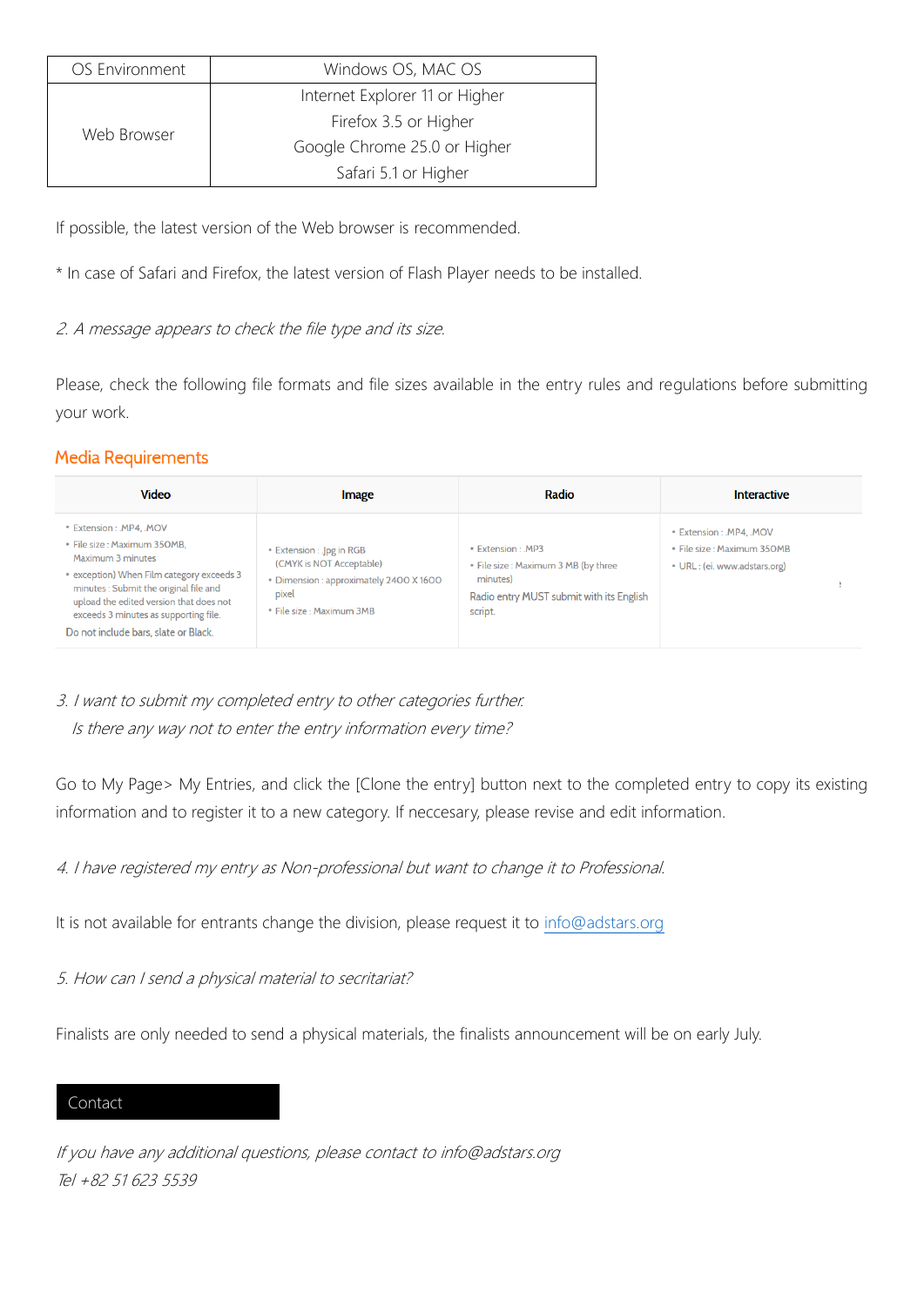| OS Environment | Windows OS, MAC OS |
|---|---|
| Web Browser | Internet Explorer 11 or Higher<br>Firefox 3.5 or Higher<br>Google Chrome 25.0 or Higher<br>Safari 5.1 or Higher |

If possible, the latest version of the Web browser is recommended.

* In case of Safari and Firefox, the latest version of Flash Player needs to be installed.

*2. A message appears to check the file type and its size.*

Please, check the following file formats and file sizes available in the entry rules and regulations before submitting your work.

## Media Requirements

| Video | Image | Radio | Interactive |
|---|---|---|---|
| • Extension : .MP4, .MOV<br>• File size : Maximum 350MB, Maximum 3 minutes<br>• exception) When Film category exceeds 3 minutes : Submit the original file and upload the edited version that does not exceeds 3 minutes as supporting file.<br>Do not include bars, slate or Black. | • Extension : .Jpg in RGB (CMYK is NOT Acceptable)<br>• Dimension : approximately 2400 X 1600 pixel<br>• File size : Maximum 3MB | • Extension : .MP3<br>• File size : Maximum 3 MB (by three minutes)<br>Radio entry MUST submit with its English script. | • Extension : .MP4, .MOV<br>• File size : Maximum 350MB<br>• URL : (ei. www.adstars.org) |

*3. I want to submit my completed entry to other categories further.*
*Is there any way not to enter the entry information every time?*

Go to My Page> My Entries, and click the [Clone the entry] button next to the completed entry to copy its existing information and to register it to a new category. If neccesary, please revise and edit information.

*4. I have registered my entry as Non-professional but want to change it to Professional.*

It is not available for entrants change the division, please request it to info@adstars.org

*5. How can I send a physical material to secritariat?*

Finalists are only needed to send a physical materials, the finalists announcement will be on early July.

## Contact

*If you have any additional questions, please contact to info@adstars.org*
*Tel +82 51 623 5539*